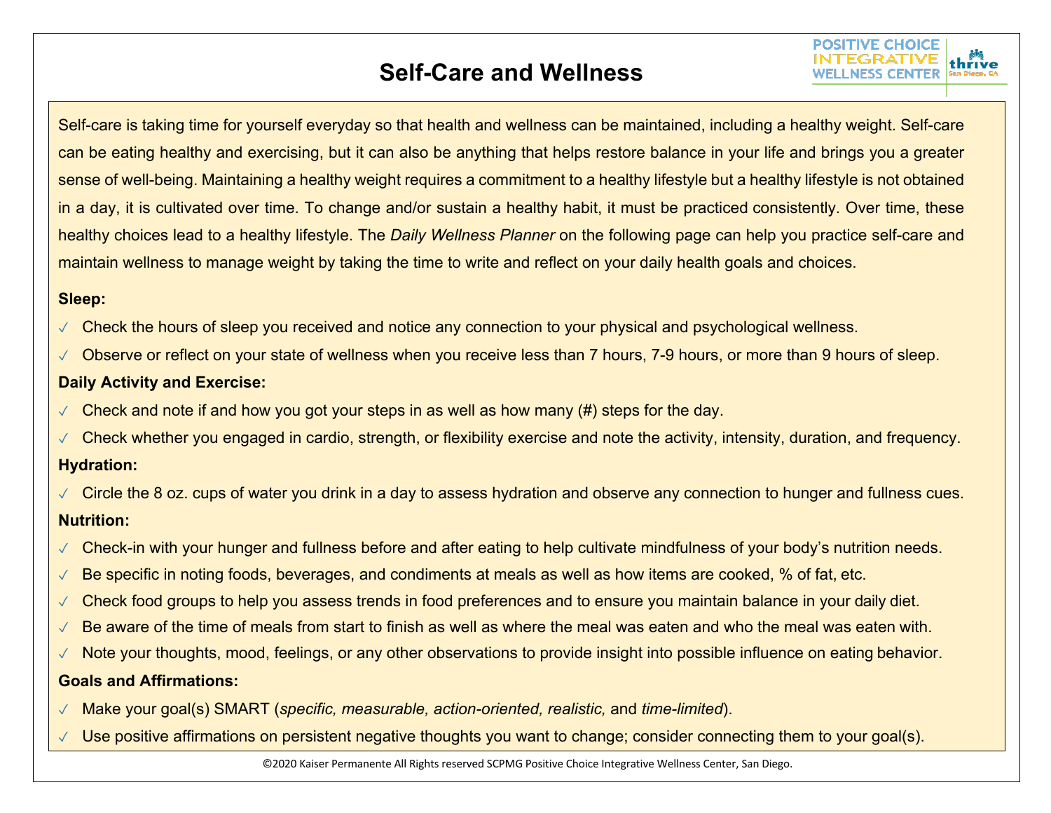# Self-Care and Wellness

POSITIVE CHOICE INTEGRATIVE WELLNESS CENTER | thrive San Diego, CA

Self-care is taking time for yourself everyday so that health and wellness can be maintained, including a healthy weight. Self-care can be eating healthy and exercising, but it can also be anything that helps restore balance in your life and brings you a greater sense of well-being. Maintaining a healthy weight requires a commitment to a healthy lifestyle but a healthy lifestyle is not obtained in a day, it is cultivated over time. To change and/or sustain a healthy habit, it must be practiced consistently. Over time, these healthy choices lead to a healthy lifestyle. The *Daily Wellness Planner* on the following page can help you practice self-care and maintain wellness to manage weight by taking the time to write and reflect on your daily health goals and choices.

**Sleep:**

- ✓ Check the hours of sleep you received and notice any connection to your physical and psychological wellness.
- ✓ Observe or reflect on your state of wellness when you receive less than 7 hours, 7-9 hours, or more than 9 hours of sleep.

**Daily Activity and Exercise:**

- ✓ Check and note if and how you got your steps in as well as how many (#) steps for the day.
- ✓ Check whether you engaged in cardio, strength, or flexibility exercise and note the activity, intensity, duration, and frequency.

**Hydration:**

- ✓ Circle the 8 oz. cups of water you drink in a day to assess hydration and observe any connection to hunger and fullness cues.

**Nutrition:**

- ✓ Check-in with your hunger and fullness before and after eating to help cultivate mindfulness of your body's nutrition needs.
- ✓ Be specific in noting foods, beverages, and condiments at meals as well as how items are cooked, % of fat, etc.
- ✓ Check food groups to help you assess trends in food preferences and to ensure you maintain balance in your daily diet.
- ✓ Be aware of the time of meals from start to finish as well as where the meal was eaten and who the meal was eaten with.
- ✓ Note your thoughts, mood, feelings, or any other observations to provide insight into possible influence on eating behavior.

**Goals and Affirmations:**

- ✓ Make your goal(s) SMART (*specific, measurable, action-oriented, realistic,* and *time-limited*).
- ✓ Use positive affirmations on persistent negative thoughts you want to change; consider connecting them to your goal(s).

©2020 Kaiser Permanente All Rights reserved SCPMG Positive Choice Integrative Wellness Center, San Diego.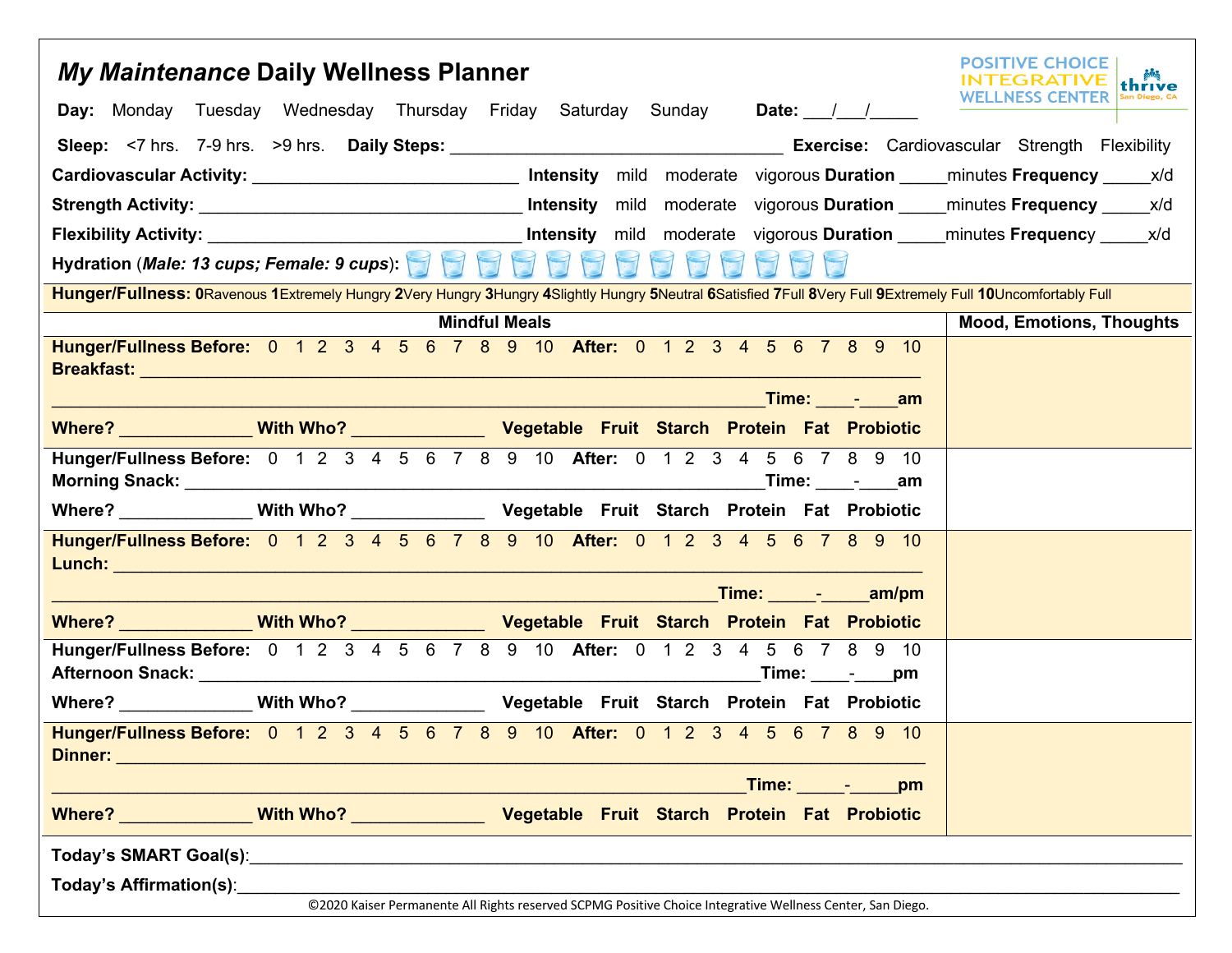# *My Maintenance* Daily Wellness Planner

POSITIVE CHOICE INTEGRATIVE WELLNESS CENTER thrive San Diego, CA

**Day:** Monday Tuesday Wednesday Thursday Friday Saturday Sunday **Date:** ___/___/_____

**Sleep:** <7 hrs. 7-9 hrs. >9 hrs. **Daily Steps:** ___________________________________ **Exercise:** Cardiovascular Strength Flexibility

**Cardiovascular Activity:** ____________________________ **Intensity** mild moderate vigorous **Duration** _____minutes **Frequency** _____x/d

**Strength Activity:** __________________________________ **Intensity** mild moderate vigorous **Duration** _____minutes **Frequency** _____x/d

**Flexibility Activity:** ________________________________ **Intensity** mild moderate vigorous **Duration** _____minutes **Frequency** _____x/d

**Hydration** (***Male: 13 cups; Female: 9 cups***):

**Hunger/Fullness: 0**Ravenous **1**Extremely Hungry **2**Very Hungry **3**Hungry **4**Slightly Hungry **5**Neutral **6**Satisfied **7**Full **8**Very Full **9**Extremely Full **10**Uncomfortably Full

| Mindful Meals | Mood, Emotions, Thoughts |
|---|---|
| **Hunger/Fullness Before:** 0 1 2 3 4 5 6 7 8 9 10 **After:** 0 1 2 3 4 5 6 7 8 9 10<br>**Breakfast:** ______________________________________________<br>______________________________________________**Time:** ____-____**am**<br>**Where?** ______________ **With Who?** ______________ **Vegetable Fruit Starch Protein Fat Probiotic** | |
| **Hunger/Fullness Before:** 0 1 2 3 4 5 6 7 8 9 10 **After:** 0 1 2 3 4 5 6 7 8 9 10<br>**Morning Snack:** ______________________________________**Time:** ____-____**am**<br>**Where?** ______________ **With Who?** ______________ **Vegetable Fruit Starch Protein Fat Probiotic** | |
| **Hunger/Fullness Before:** 0 1 2 3 4 5 6 7 8 9 10 **After:** 0 1 2 3 4 5 6 7 8 9 10<br>**Lunch:** ______________________________________________<br>______________________________________________**Time:** _____-_____**am/pm**<br>**Where?** ______________ **With Who?** ______________ **Vegetable Fruit Starch Protein Fat Probiotic** | |
| **Hunger/Fullness Before:** 0 1 2 3 4 5 6 7 8 9 10 **After:** 0 1 2 3 4 5 6 7 8 9 10<br>**Afternoon Snack:** ____________________________________**Time:** ____-____**pm**<br>**Where?** ______________ **With Who?** ______________ **Vegetable Fruit Starch Protein Fat Probiotic** | |
| **Hunger/Fullness Before:** 0 1 2 3 4 5 6 7 8 9 10 **After:** 0 1 2 3 4 5 6 7 8 9 10<br>**Dinner:** ______________________________________________<br>______________________________________________**Time:** _____-_____**pm**<br>**Where?** ______________ **With Who?** ______________ **Vegetable Fruit Starch Protein Fat Probiotic** | |

**Today's SMART Goal(s)**:______________________________________________________________

**Today's Affirmation(s)**:______________________________________________________________

©2020 Kaiser Permanente All Rights reserved SCPMG Positive Choice Integrative Wellness Center, San Diego.